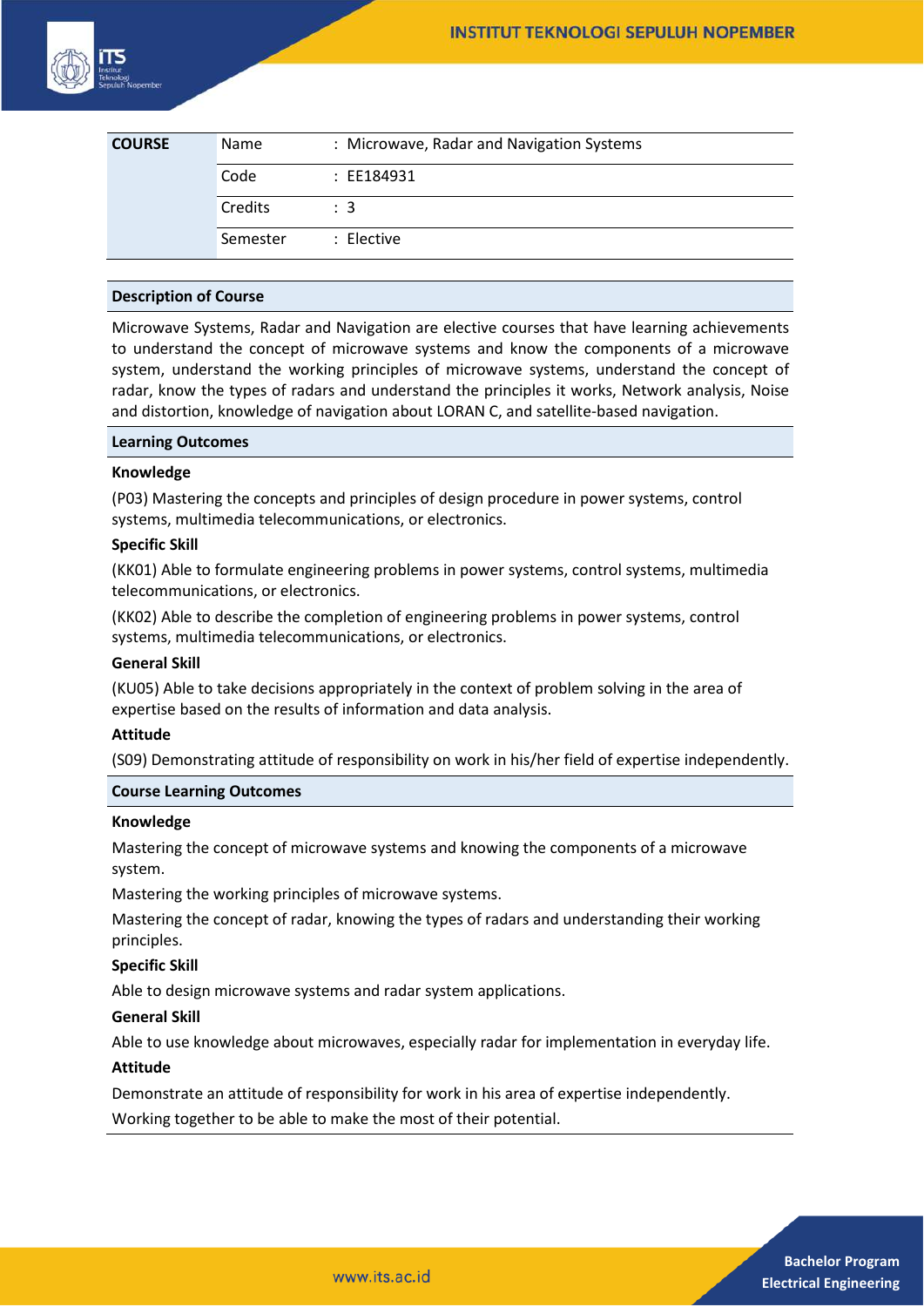| COURSE | Name | : Microwave, Radar and Navigation Systems |
|---|---|---|
| | Code | : EE184931 |
| | Credits | : 3 |
| | Semester | : Elective |

## Description of Course

Microwave Systems, Radar and Navigation are elective courses that have learning achievements to understand the concept of microwave systems and know the components of a microwave system, understand the working principles of microwave systems, understand the concept of radar, know the types of radars and understand the principles it works, Network analysis, Noise and distortion, knowledge of navigation about LORAN C, and satellite-based navigation.

## Learning Outcomes

**Knowledge**

(P03) Mastering the concepts and principles of design procedure in power systems, control systems, multimedia telecommunications, or electronics.

**Specific Skill**

(KK01) Able to formulate engineering problems in power systems, control systems, multimedia telecommunications, or electronics.

(KK02) Able to describe the completion of engineering problems in power systems, control systems, multimedia telecommunications, or electronics.

**General Skill**

(KU05) Able to take decisions appropriately in the context of problem solving in the area of expertise based on the results of information and data analysis.

**Attitude**

(S09) Demonstrating attitude of responsibility on work in his/her field of expertise independently.

## Course Learning Outcomes

**Knowledge**

Mastering the concept of microwave systems and knowing the components of a microwave system.

Mastering the working principles of microwave systems.

Mastering the concept of radar, knowing the types of radars and understanding their working principles.

**Specific Skill**

Able to design microwave systems and radar system applications.

**General Skill**

Able to use knowledge about microwaves, especially radar for implementation in everyday life.

**Attitude**

Demonstrate an attitude of responsibility for work in his area of expertise independently.

Working together to be able to make the most of their potential.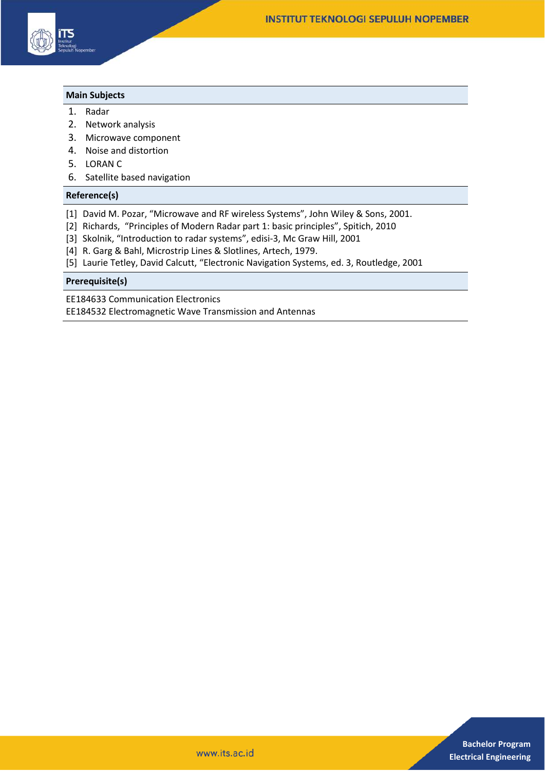**Main Subjects**

1. Radar
2. Network analysis
3. Microwave component
4. Noise and distortion
5. LORAN C
6. Satellite based navigation

**Reference(s)**

[1] David M. Pozar, “Microwave and RF wireless Systems”, John Wiley & Sons, 2001.
[2] Richards, “Principles of Modern Radar part 1: basic principles”, Spitich, 2010
[3] Skolnik, “Introduction to radar systems”, edisi-3, Mc Graw Hill, 2001
[4] R. Garg & Bahl, Microstrip Lines & Slotlines, Artech, 1979.
[5] Laurie Tetley, David Calcutt, “Electronic Navigation Systems, ed. 3, Routledge, 2001

**Prerequisite(s)**

EE184633 Communication Electronics
EE184532 Electromagnetic Wave Transmission and Antennas